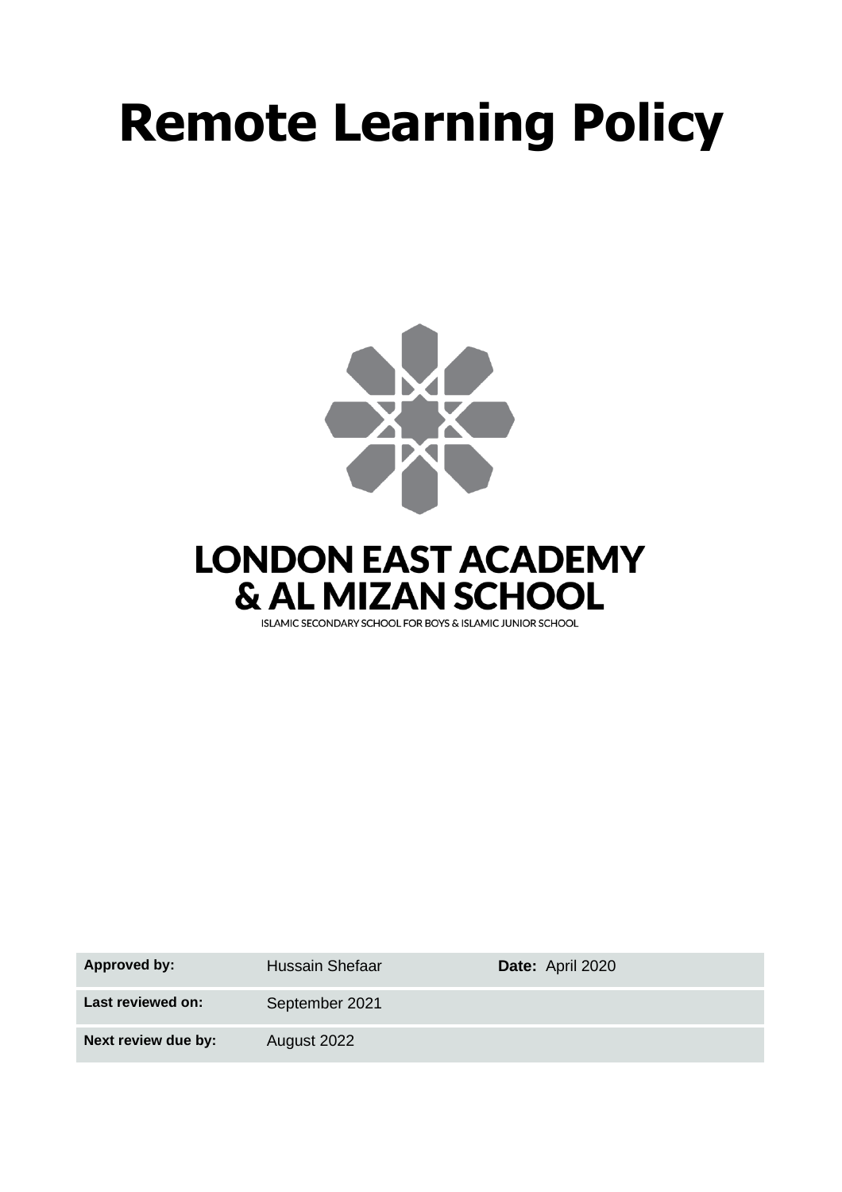# Remote Learning Policy

LONDON EAST ACADEMY
& AL MIZAN SCHOOL
ISLAMIC SECONDARY SCHOOL FOR BOYS & ISLAMIC JUNIOR SCHOOL

| | | |
|---|---|---|
| **Approved by:** | Hussain Shefaar | **Date:** April 2020 |
| **Last reviewed on:** | September 2021 | |
| **Next review due by:** | August 2022 | |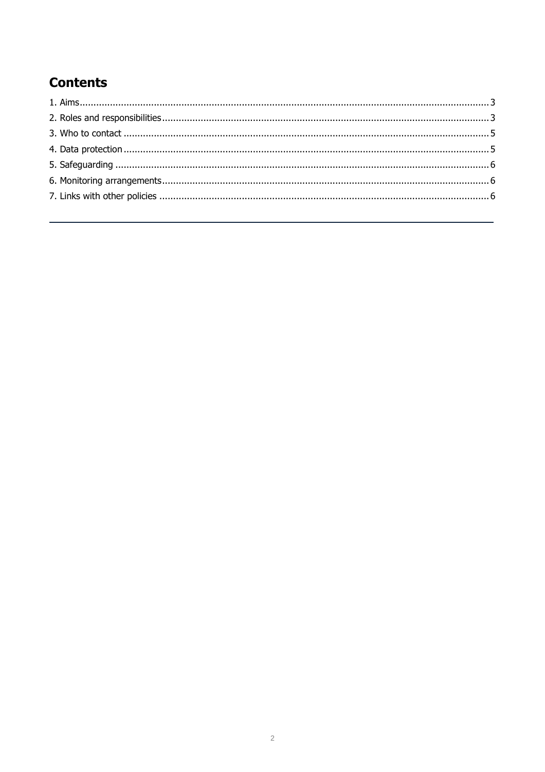## Contents

1. Aims.......................................................................................................................................... 3
2. Roles and responsibilities.......................................................................................................... 3
3. Who to contact ......................................................................................................................... 5
4. Data protection ......................................................................................................................... 5
5. Safeguarding ............................................................................................................................ 6
6. Monitoring arrangements........................................................................................................... 6
7. Links with other policies ............................................................................................................ 6

---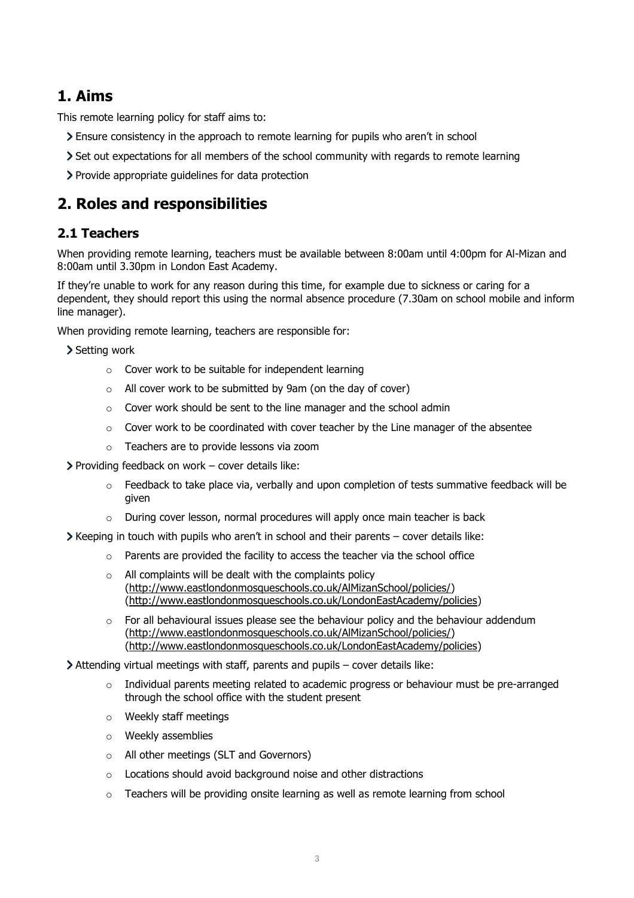## 1. Aims

This remote learning policy for staff aims to:

- Ensure consistency in the approach to remote learning for pupils who aren't in school
- Set out expectations for all members of the school community with regards to remote learning
- Provide appropriate guidelines for data protection

## 2. Roles and responsibilities

### 2.1 Teachers

When providing remote learning, teachers must be available between 8:00am until 4:00pm for Al-Mizan and 8:00am until 3.30pm in London East Academy.

If they're unable to work for any reason during this time, for example due to sickness or caring for a dependent, they should report this using the normal absence procedure (7.30am on school mobile and inform line manager).

When providing remote learning, teachers are responsible for:

- Setting work
    - Cover work to be suitable for independent learning
    - All cover work to be submitted by 9am (on the day of cover)
    - Cover work should be sent to the line manager and the school admin
    - Cover work to be coordinated with cover teacher by the Line manager of the absentee
    - Teachers are to provide lessons via zoom
- Providing feedback on work – cover details like:
    - Feedback to take place via, verbally and upon completion of tests summative feedback will be given
    - During cover lesson, normal procedures will apply once main teacher is back
- Keeping in touch with pupils who aren't in school and their parents – cover details like:
    - Parents are provided the facility to access the teacher via the school office
    - All complaints will be dealt with the complaints policy (http://www.eastlondonmosqueschools.co.uk/AlMizanSchool/policies/) (http://www.eastlondonmosqueschools.co.uk/LondonEastAcademy/policies)
    - For all behavioural issues please see the behaviour policy and the behaviour addendum (http://www.eastlondonmosqueschools.co.uk/AlMizanSchool/policies/) (http://www.eastlondonmosqueschools.co.uk/LondonEastAcademy/policies)
- Attending virtual meetings with staff, parents and pupils – cover details like:
    - Individual parents meeting related to academic progress or behaviour must be pre-arranged through the school office with the student present
    - Weekly staff meetings
    - Weekly assemblies
    - All other meetings (SLT and Governors)
    - Locations should avoid background noise and other distractions
    - Teachers will be providing onsite learning as well as remote learning from school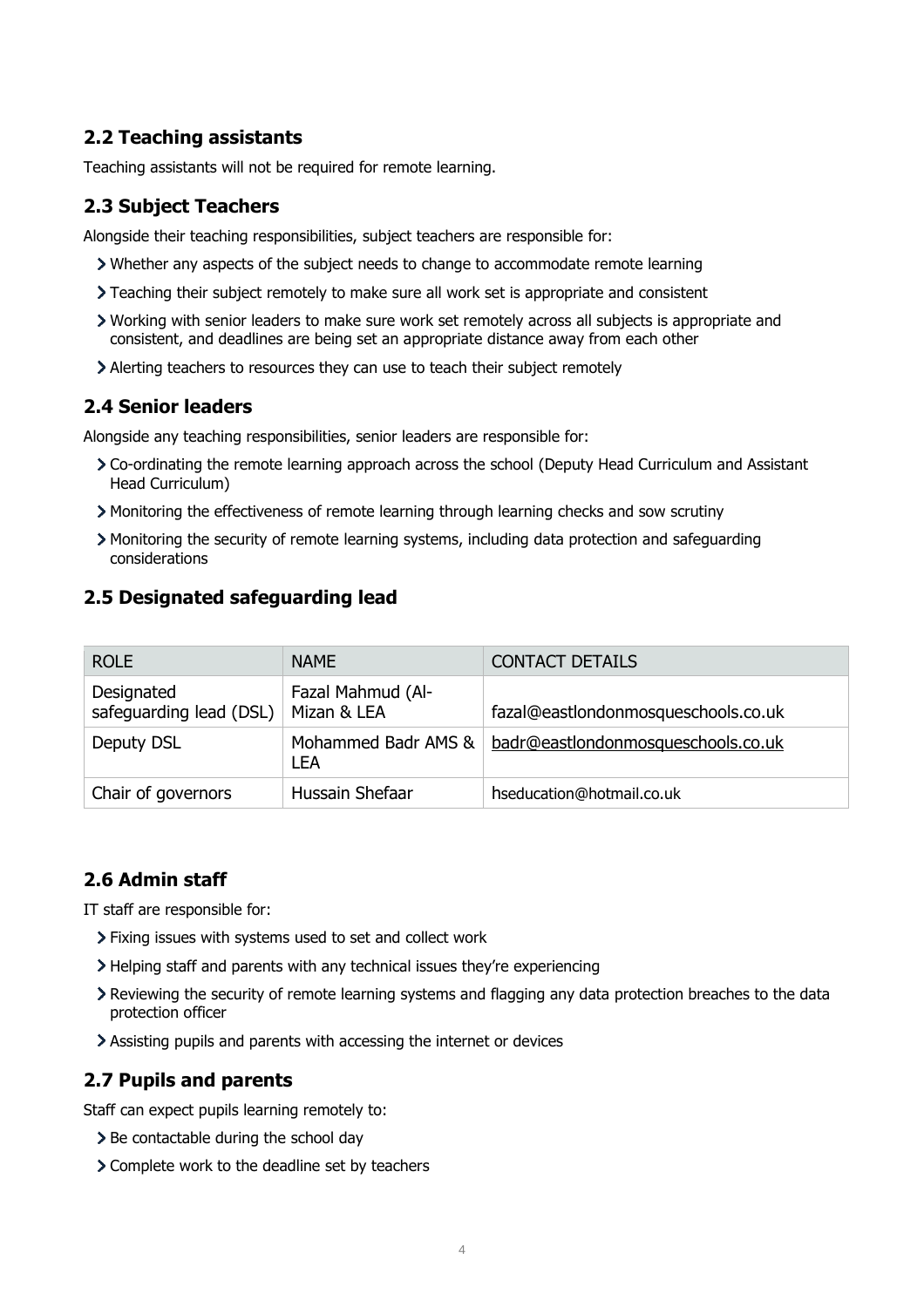## 2.2 Teaching assistants

Teaching assistants will not be required for remote learning.

## 2.3 Subject Teachers

Alongside their teaching responsibilities, subject teachers are responsible for:

- Whether any aspects of the subject needs to change to accommodate remote learning
- Teaching their subject remotely to make sure all work set is appropriate and consistent
- Working with senior leaders to make sure work set remotely across all subjects is appropriate and consistent, and deadlines are being set an appropriate distance away from each other
- Alerting teachers to resources they can use to teach their subject remotely

## 2.4 Senior leaders

Alongside any teaching responsibilities, senior leaders are responsible for:

- Co-ordinating the remote learning approach across the school (Deputy Head Curriculum and Assistant Head Curriculum)
- Monitoring the effectiveness of remote learning through learning checks and sow scrutiny
- Monitoring the security of remote learning systems, including data protection and safeguarding considerations

## 2.5 Designated safeguarding lead

| ROLE | NAME | CONTACT DETAILS |
| --- | --- | --- |
| Designated safeguarding lead (DSL) | Fazal Mahmud (Al-Mizan & LEA | fazal@eastlondonmosqueschools.co.uk |
| Deputy DSL | Mohammed Badr AMS & LEA | badr@eastlondonmosqueschools.co.uk |
| Chair of governors | Hussain Shefaar | hseducation@hotmail.co.uk |

## 2.6 Admin staff

IT staff are responsible for:

- Fixing issues with systems used to set and collect work
- Helping staff and parents with any technical issues they're experiencing
- Reviewing the security of remote learning systems and flagging any data protection breaches to the data protection officer
- Assisting pupils and parents with accessing the internet or devices

## 2.7 Pupils and parents

Staff can expect pupils learning remotely to:

- Be contactable during the school day
- Complete work to the deadline set by teachers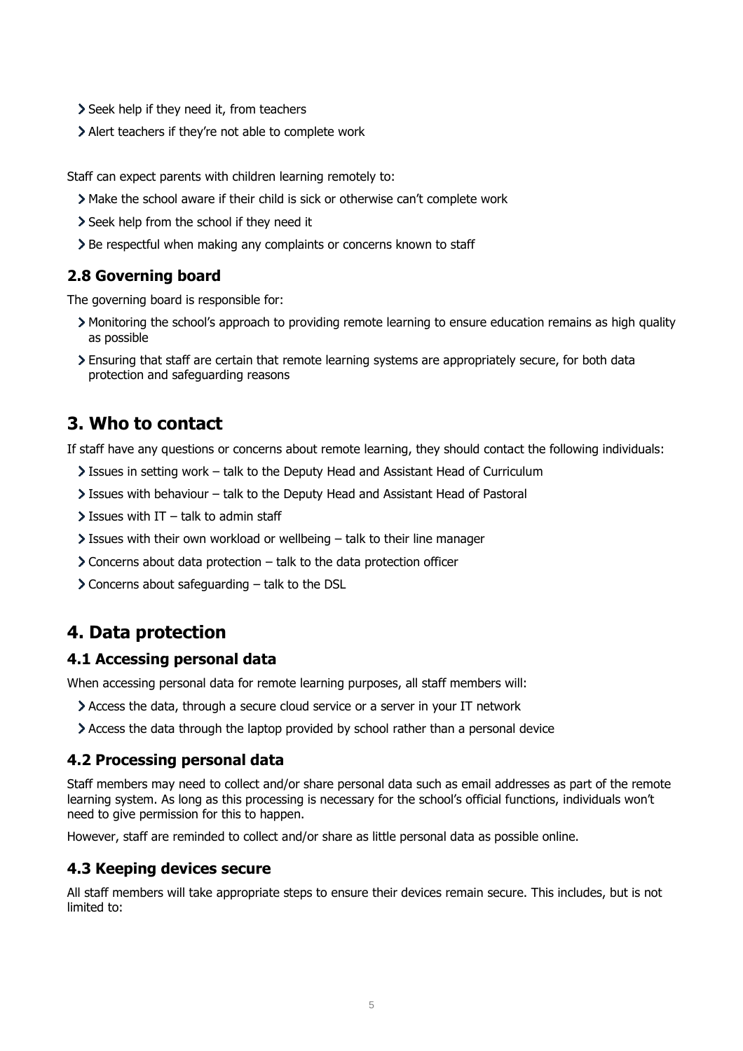- Seek help if they need it, from teachers
- Alert teachers if they're not able to complete work

Staff can expect parents with children learning remotely to:

- Make the school aware if their child is sick or otherwise can't complete work
- Seek help from the school if they need it
- Be respectful when making any complaints or concerns known to staff

### 2.8 Governing board

The governing board is responsible for:

- Monitoring the school's approach to providing remote learning to ensure education remains as high quality as possible
- Ensuring that staff are certain that remote learning systems are appropriately secure, for both data protection and safeguarding reasons

## 3. Who to contact

If staff have any questions or concerns about remote learning, they should contact the following individuals:

- Issues in setting work – talk to the Deputy Head and Assistant Head of Curriculum
- Issues with behaviour – talk to the Deputy Head and Assistant Head of Pastoral
- Issues with IT – talk to admin staff
- Issues with their own workload or wellbeing – talk to their line manager
- Concerns about data protection – talk to the data protection officer
- Concerns about safeguarding – talk to the DSL

## 4. Data protection

### 4.1 Accessing personal data

When accessing personal data for remote learning purposes, all staff members will:

- Access the data, through a secure cloud service or a server in your IT network
- Access the data through the laptop provided by school rather than a personal device

### 4.2 Processing personal data

Staff members may need to collect and/or share personal data such as email addresses as part of the remote learning system. As long as this processing is necessary for the school's official functions, individuals won't need to give permission for this to happen.

However, staff are reminded to collect and/or share as little personal data as possible online.

### 4.3 Keeping devices secure

All staff members will take appropriate steps to ensure their devices remain secure. This includes, but is not limited to: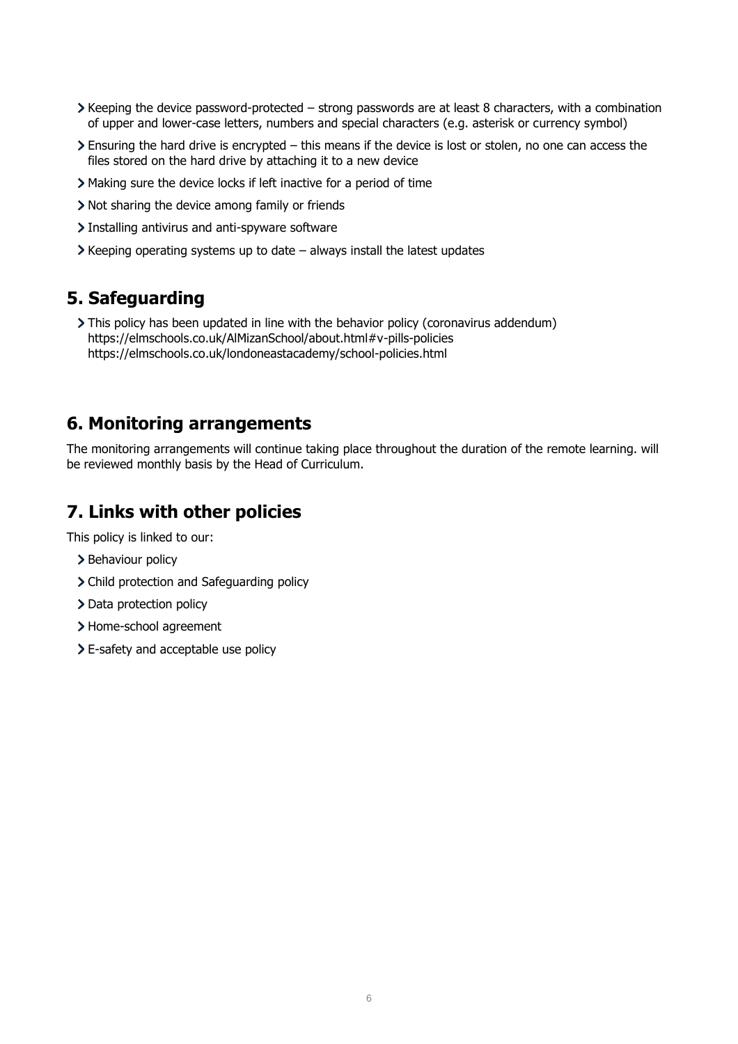- Keeping the device password-protected – strong passwords are at least 8 characters, with a combination of upper and lower-case letters, numbers and special characters (e.g. asterisk or currency symbol)
- Ensuring the hard drive is encrypted – this means if the device is lost or stolen, no one can access the files stored on the hard drive by attaching it to a new device
- Making sure the device locks if left inactive for a period of time
- Not sharing the device among family or friends
- Installing antivirus and anti-spyware software
- Keeping operating systems up to date – always install the latest updates

## 5. Safeguarding

- This policy has been updated in line with the behavior policy (coronavirus addendum) https://elmschools.co.uk/AlMizanSchool/about.html#v-pills-policies https://elmschools.co.uk/londoneastacademy/school-policies.html

## 6. Monitoring arrangements

The monitoring arrangements will continue taking place throughout the duration of the remote learning. will be reviewed monthly basis by the Head of Curriculum.

## 7. Links with other policies

This policy is linked to our:

- Behaviour policy
- Child protection and Safeguarding policy
- Data protection policy
- Home-school agreement
- E-safety and acceptable use policy